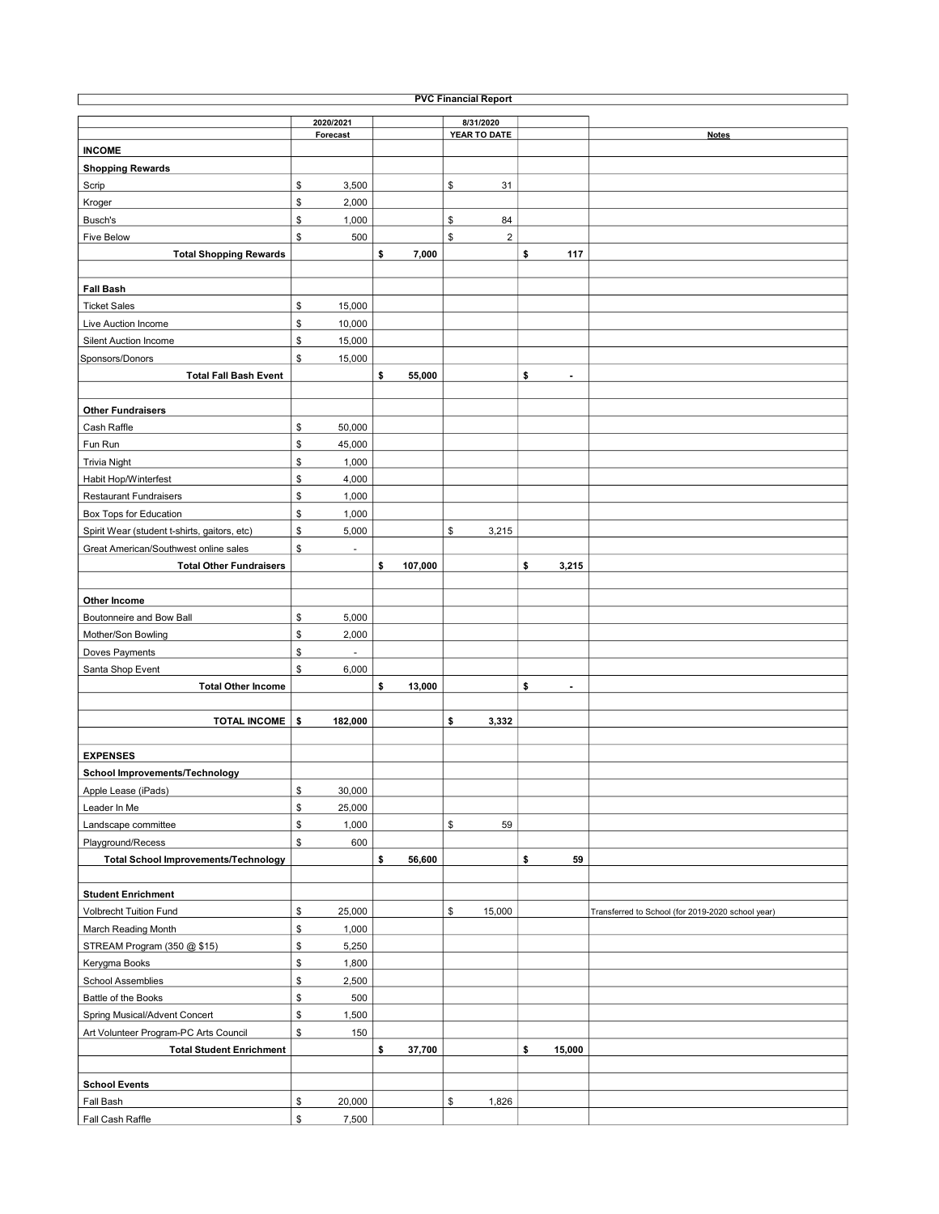**PVC Financial Report**

| | 2020/2021 Forecast | | 8/31/2020 YEAR TO DATE | | Notes |
|---|---|---|---|---|---|
| **INCOME** | | | | | |
| **Shopping Rewards** | | | | | |
| Scrip | $ 3,500 | | $ 31 | | |
| Kroger | $ 2,000 | | | | |
| Busch's | $ 1,000 | | $ 84 | | |
| Five Below | $ 500 | | $ 2 | | |
| **Total Shopping Rewards** | | **$ 7,000** | | **$ 117** | |
| | | | | | |
| **Fall Bash** | | | | | |
| Ticket Sales | $ 15,000 | | | | |
| Live Auction Income | $ 10,000 | | | | |
| Silent Auction Income | $ 15,000 | | | | |
| Sponsors/Donors | $ 15,000 | | | | |
| **Total Fall Bash Event** | | **$ 55,000** | | **$ -** | |
| | | | | | |
| **Other Fundraisers** | | | | | |
| Cash Raffle | $ 50,000 | | | | |
| Fun Run | $ 45,000 | | | | |
| Trivia Night | $ 1,000 | | | | |
| Habit Hop/Winterfest | $ 4,000 | | | | |
| Restaurant Fundraisers | $ 1,000 | | | | |
| Box Tops for Education | $ 1,000 | | | | |
| Spirit Wear (student t-shirts, gaitors, etc) | $ 5,000 | | $ 3,215 | | |
| Great American/Southwest online sales | $ - | | | | |
| **Total Other Fundraisers** | | **$ 107,000** | | **$ 3,215** | |
| | | | | | |
| **Other Income** | | | | | |
| Boutonneire and Bow Ball | $ 5,000 | | | | |
| Mother/Son Bowling | $ 2,000 | | | | |
| Doves Payments | $ - | | | | |
| Santa Shop Event | $ 6,000 | | | | |
| **Total Other Income** | | **$ 13,000** | | **$ -** | |
| | | | | | |
| **TOTAL INCOME** | **$ 182,000** | | **$ 3,332** | | |
| | | | | | |
| **EXPENSES** | | | | | |
| **School Improvements/Technology** | | | | | |
| Apple Lease (iPads) | $ 30,000 | | | | |
| Leader In Me | $ 25,000 | | | | |
| Landscape committee | $ 1,000 | | $ 59 | | |
| Playground/Recess | $ 600 | | | | |
| **Total School Improvements/Technology** | | **$ 56,600** | | **$ 59** | |
| | | | | | |
| **Student Enrichment** | | | | | |
| Volbrecht Tuition Fund | $ 25,000 | | $ 15,000 | | Transferred to School (for 2019-2020 school year) |
| March Reading Month | $ 1,000 | | | | |
| STREAM Program (350 @ $15) | $ 5,250 | | | | |
| Kerygma Books | $ 1,800 | | | | |
| School Assemblies | $ 2,500 | | | | |
| Battle of the Books | $ 500 | | | | |
| Spring Musical/Advent Concert | $ 1,500 | | | | |
| Art Volunteer Program-PC Arts Council | $ 150 | | | | |
| **Total Student Enrichment** | | **$ 37,700** | | **$ 15,000** | |
| | | | | | |
| **School Events** | | | | | |
| Fall Bash | $ 20,000 | | $ 1,826 | | |
| Fall Cash Raffle | $ 7,500 | | | | |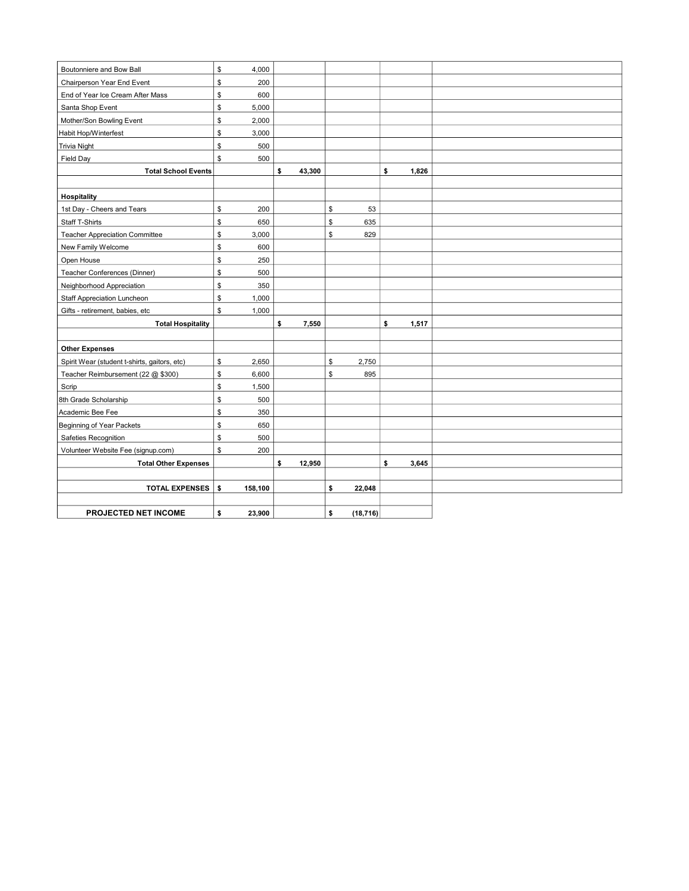| | | | | | |
|---|---|---|---|---|---|
| Boutonniere and Bow Ball | $ 4,000 | | | | |
| Chairperson Year End Event | $ 200 | | | | |
| End of Year Ice Cream After Mass | $ 600 | | | | |
| Santa Shop Event | $ 5,000 | | | | |
| Mother/Son Bowling Event | $ 2,000 | | | | |
| Habit Hop/Winterfest | $ 3,000 | | | | |
| Trivia Night | $ 500 | | | | |
| Field Day | $ 500 | | | | |
| **Total School Events** | | **$ 43,300** | | **$ 1,826** | |
| | | | | | |
| **Hospitality** | | | | | |
| 1st Day - Cheers and Tears | $ 200 | | $ 53 | | |
| Staff T-Shirts | $ 650 | | $ 635 | | |
| Teacher Appreciation Committee | $ 3,000 | | $ 829 | | |
| New Family Welcome | $ 600 | | | | |
| Open House | $ 250 | | | | |
| Teacher Conferences (Dinner) | $ 500 | | | | |
| Neighborhood Appreciation | $ 350 | | | | |
| Staff Appreciation Luncheon | $ 1,000 | | | | |
| Gifts - retirement, babies, etc | $ 1,000 | | | | |
| **Total Hospitality** | | **$ 7,550** | | **$ 1,517** | |
| | | | | | |
| **Other Expenses** | | | | | |
| Spirit Wear (student t-shirts, gaitors, etc) | $ 2,650 | | $ 2,750 | | |
| Teacher Reimbursement (22 @ $300) | $ 6,600 | | $ 895 | | |
| Scrip | $ 1,500 | | | | |
| 8th Grade Scholarship | $ 500 | | | | |
| Academic Bee Fee | $ 350 | | | | |
| Beginning of Year Packets | $ 650 | | | | |
| Safeties Recognition | $ 500 | | | | |
| Volunteer Website Fee (signup.com) | $ 200 | | | | |
| **Total Other Expenses** | | **$ 12,950** | | **$ 3,645** | |
| | | | | | |
| **TOTAL EXPENSES** | **$ 158,100** | | **$ 22,048** | | |
| | | | | | |
| **PROJECTED NET INCOME** | **$ 23,900** | | **$ (18,716)** | | |